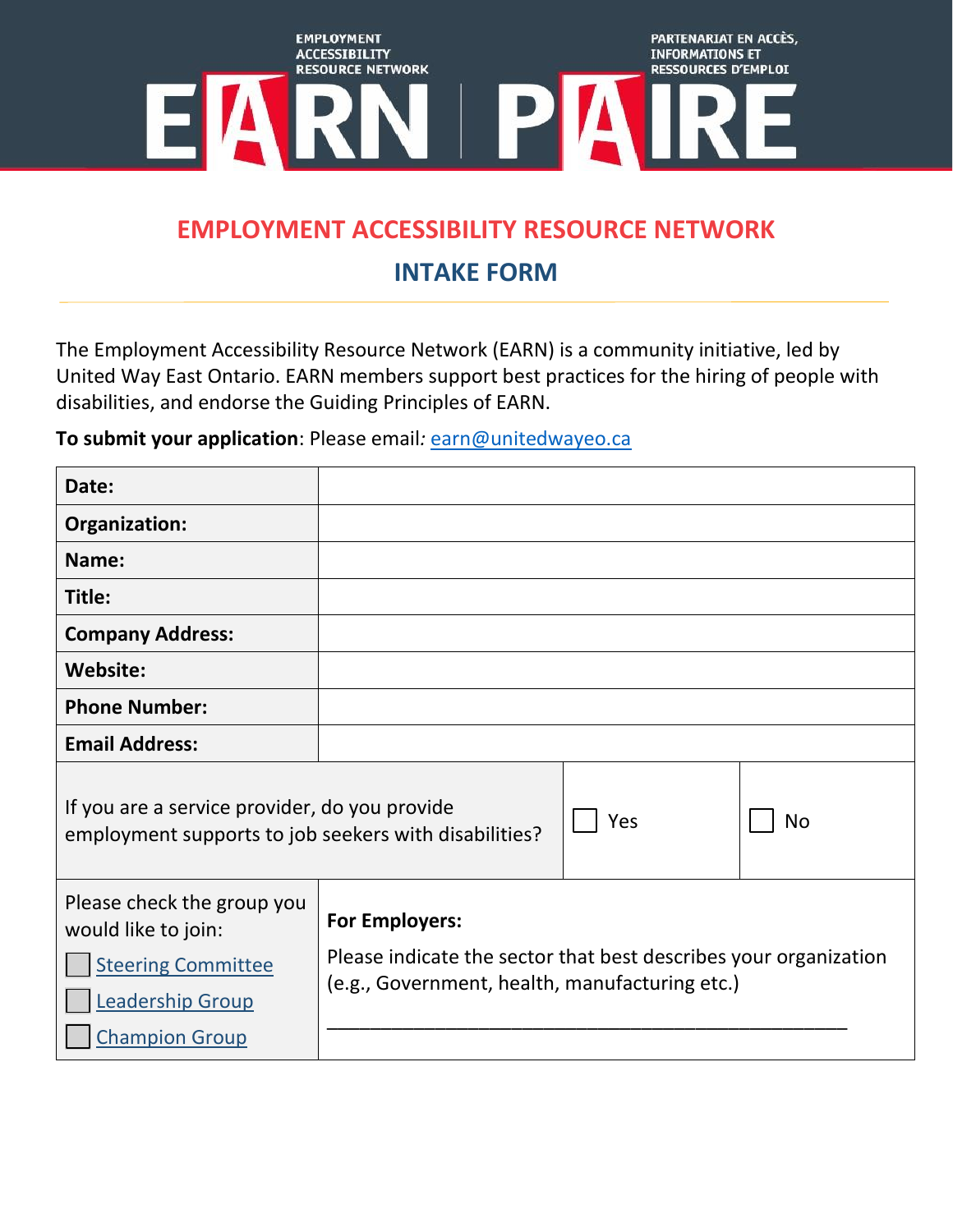EMPLOYMENT ACCESSIBILITY RESOURCE NETWORK

PARTENARIAT EN ACCÈS, INFORMATIONS ET RESSOURCES D'EMPLOI

EARN | PAIRE

# EMPLOYMENT ACCESSIBILITY RESOURCE NETWORK

## INTAKE FORM

The Employment Accessibility Resource Network (EARN) is a community initiative, led by United Way East Ontario. EARN members support best practices for the hiring of people with disabilities, and endorse the Guiding Principles of EARN.

**To submit your application**: Please email*:* earn@unitedwayeo.ca

| **Date:** | | |
|---|---|---|
| **Organization:** | | |
| **Name:** | | |
| **Title:** | | |
| **Company Address:** | | |
| **Website:** | | |
| **Phone Number:** | | |
| **Email Address:** | | |
| If you are a service provider, do you provide employment supports to job seekers with disabilities? | ☐ Yes | ☐ No |
| Please check the group you would like to join: ☐ Steering Committee ☐ Leadership Group ☐ Champion Group | **For Employers:** Please indicate the sector that best describes your organization (e.g., Government, health, manufacturing etc.) ___________________________________________ | |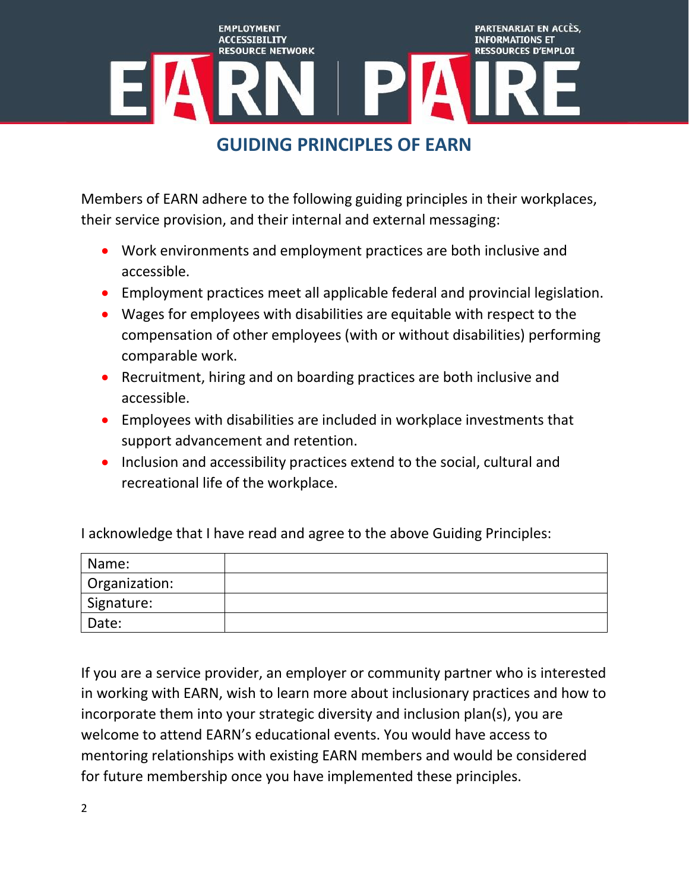EMPLOYMENT ACCESSIBILITY RESOURCE NETWORK

PARTENARIAT EN ACCÈS, INFORMATIONS ET RESSOURCES D'EMPLOI

EARN | PAIRE

# GUIDING PRINCIPLES OF EARN

Members of EARN adhere to the following guiding principles in their workplaces, their service provision, and their internal and external messaging:

- Work environments and employment practices are both inclusive and accessible.
- Employment practices meet all applicable federal and provincial legislation.
- Wages for employees with disabilities are equitable with respect to the compensation of other employees (with or without disabilities) performing comparable work.
- Recruitment, hiring and on boarding practices are both inclusive and accessible.
- Employees with disabilities are included in workplace investments that support advancement and retention.
- Inclusion and accessibility practices extend to the social, cultural and recreational life of the workplace.

I acknowledge that I have read and agree to the above Guiding Principles:

| | |
|---|---|
| Name: | |
| Organization: | |
| Signature: | |
| Date: | |

If you are a service provider, an employer or community partner who is interested in working with EARN, wish to learn more about inclusionary practices and how to incorporate them into your strategic diversity and inclusion plan(s), you are welcome to attend EARN's educational events. You would have access to mentoring relationships with existing EARN members and would be considered for future membership once you have implemented these principles.